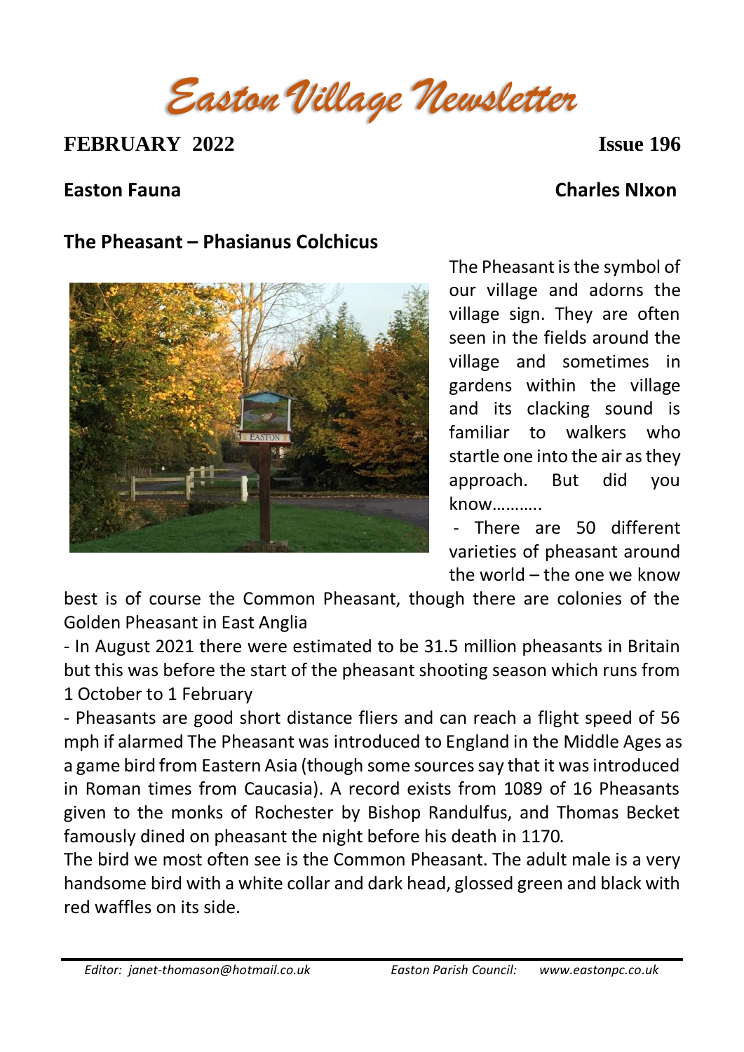# *Easton Village Newsletter*

**FEBRUARY 2022** **Issue 196**

**Easton Fauna** **Charles NIxon**

## The Pheasant – Phasianus Colchicus

The Pheasant is the symbol of our village and adorns the village sign. They are often seen in the fields around the village and sometimes in gardens within the village and its clacking sound is familiar to walkers who startle one into the air as they approach. But did you know………..

- There are 50 different varieties of pheasant around the world – the one we know best is of course the Common Pheasant, though there are colonies of the Golden Pheasant in East Anglia
- In August 2021 there were estimated to be 31.5 million pheasants in Britain but this was before the start of the pheasant shooting season which runs from 1 October to 1 February
- Pheasants are good short distance fliers and can reach a flight speed of 56 mph if alarmed The Pheasant was introduced to England in the Middle Ages as a game bird from Eastern Asia (though some sources say that it was introduced in Roman times from Caucasia). A record exists from 1089 of 16 Pheasants given to the monks of Rochester by Bishop Randulfus, and Thomas Becket famously dined on pheasant the night before his death in 1170.

The bird we most often see is the Common Pheasant. The adult male is a very handsome bird with a white collar and dark head, glossed green and black with red waffles on its side.

*Editor: janet-thomason@hotmail.co.uk* *Easton Parish Council: www.eastonpc.co.uk*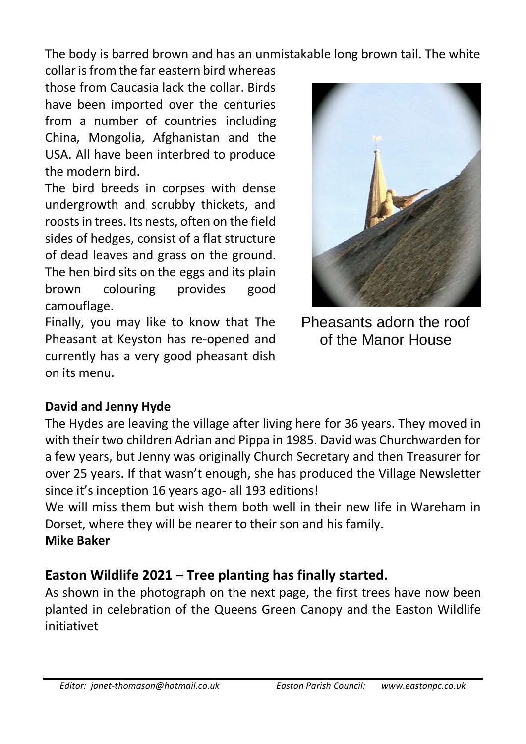The body is barred brown and has an unmistakable long brown tail. The white collar is from the far eastern bird whereas those from Caucasia lack the collar. Birds have been imported over the centuries from a number of countries including China, Mongolia, Afghanistan and the USA. All have been interbred to produce the modern bird.

The bird breeds in corpses with dense undergrowth and scrubby thickets, and roosts in trees. Its nests, often on the field sides of hedges, consist of a flat structure of dead leaves and grass on the ground. The hen bird sits on the eggs and its plain brown colouring provides good camouflage.

Finally, you may like to know that The Pheasant at Keyston has re-opened and currently has a very good pheasant dish on its menu.

Pheasants adorn the roof of the Manor House

**David and Jenny Hyde**

The Hydes are leaving the village after living here for 36 years. They moved in with their two children Adrian and Pippa in 1985. David was Churchwarden for a few years, but Jenny was originally Church Secretary and then Treasurer for over 25 years. If that wasn't enough, she has produced the Village Newsletter since it's inception 16 years ago- all 193 editions!

We will miss them but wish them both well in their new life in Wareham in Dorset, where they will be nearer to their son and his family.

**Mike Baker**

## Easton Wildlife 2021 – Tree planting has finally started.

As shown in the photograph on the next page, the first trees have now been planted in celebration of the Queens Green Canopy and the Easton Wildlife initiativet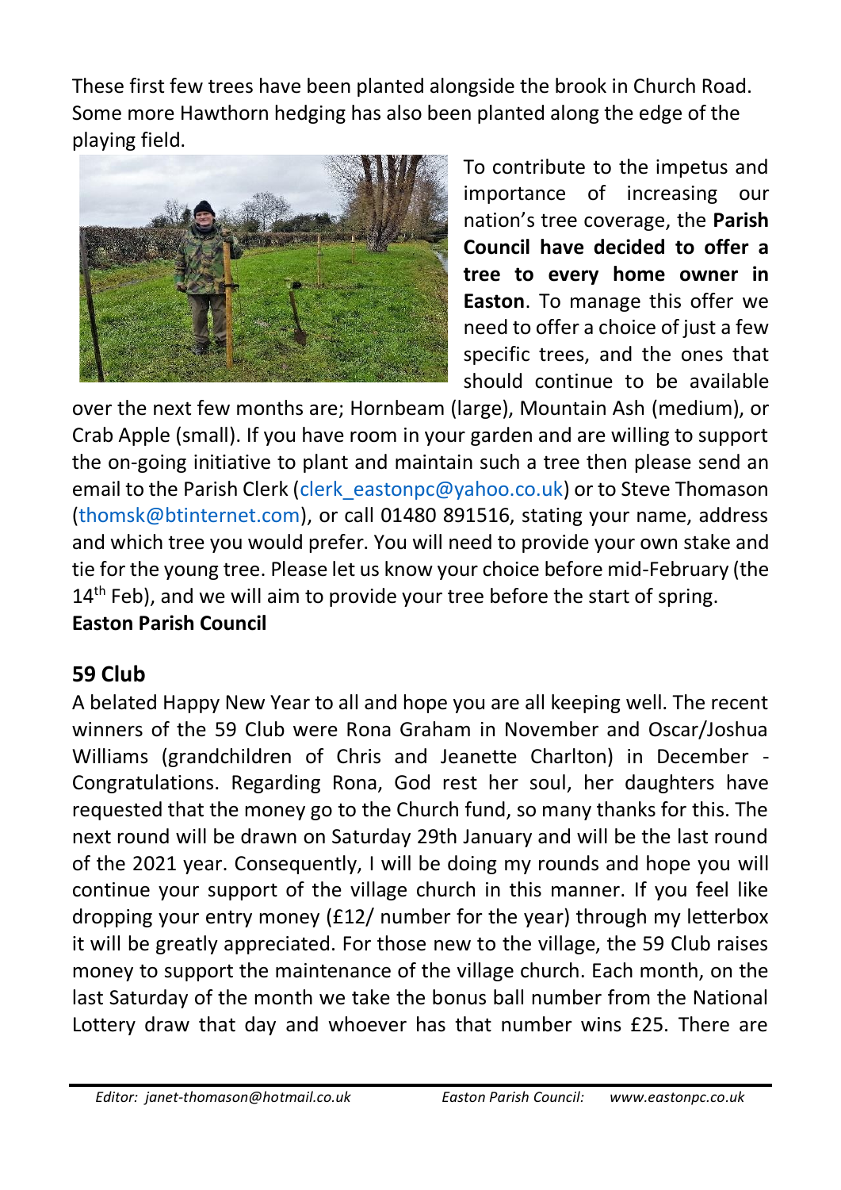These first few trees have been planted alongside the brook in Church Road. Some more Hawthorn hedging has also been planted along the edge of the playing field.

To contribute to the impetus and importance of increasing our nation's tree coverage, the **Parish Council have decided to offer a tree to every home owner in Easton**. To manage this offer we need to offer a choice of just a few specific trees, and the ones that should continue to be available over the next few months are; Hornbeam (large), Mountain Ash (medium), or Crab Apple (small). If you have room in your garden and are willing to support the on-going initiative to plant and maintain such a tree then please send an email to the Parish Clerk (clerk_eastonpc@yahoo.co.uk) or to Steve Thomason (thomsk@btinternet.com), or call 01480 891516, stating your name, address and which tree you would prefer. You will need to provide your own stake and tie for the young tree. Please let us know your choice before mid-February (the 14th Feb), and we will aim to provide your tree before the start of spring.

**Easton Parish Council**

## 59 Club

A belated Happy New Year to all and hope you are all keeping well. The recent winners of the 59 Club were Rona Graham in November and Oscar/Joshua Williams (grandchildren of Chris and Jeanette Charlton) in December - Congratulations. Regarding Rona, God rest her soul, her daughters have requested that the money go to the Church fund, so many thanks for this. The next round will be drawn on Saturday 29th January and will be the last round of the 2021 year. Consequently, I will be doing my rounds and hope you will continue your support of the village church in this manner. If you feel like dropping your entry money (£12/ number for the year) through my letterbox it will be greatly appreciated. For those new to the village, the 59 Club raises money to support the maintenance of the village church. Each month, on the last Saturday of the month we take the bonus ball number from the National Lottery draw that day and whoever has that number wins £25. There are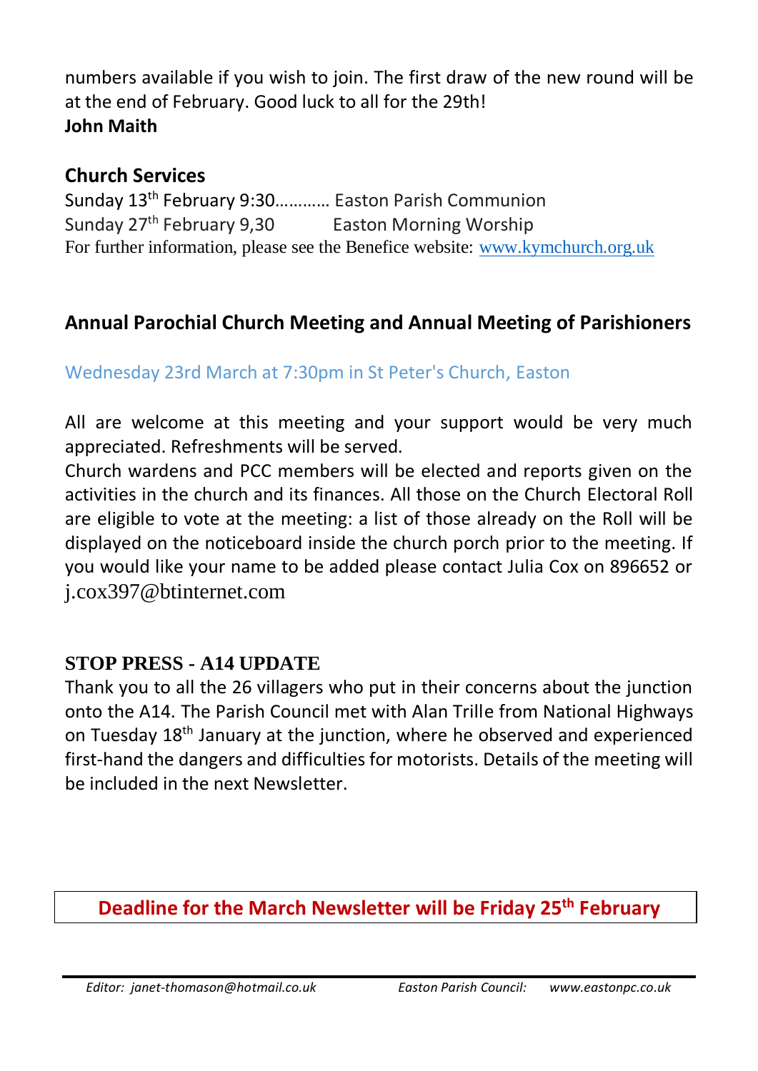numbers available if you wish to join. The first draw of the new round will be at the end of February. Good luck to all for the 29th!
**John Maith**

## Church Services

Sunday 13th February 9:30………… Easton Parish Communion
Sunday 27th February 9,30 Easton Morning Worship
For further information, please see the Benefice website: www.kymchurch.org.uk

## Annual Parochial Church Meeting and Annual Meeting of Parishioners

Wednesday 23rd March at 7:30pm in St Peter's Church, Easton

All are welcome at this meeting and your support would be very much appreciated. Refreshments will be served.
Church wardens and PCC members will be elected and reports given on the activities in the church and its finances. All those on the Church Electoral Roll are eligible to vote at the meeting: a list of those already on the Roll will be displayed on the noticeboard inside the church porch prior to the meeting. If you would like your name to be added please contact Julia Cox on 896652 or j.cox397@btinternet.com

## STOP PRESS - A14 UPDATE

Thank you to all the 26 villagers who put in their concerns about the junction onto the A14. The Parish Council met with Alan Trille from National Highways on Tuesday 18th January at the junction, where he observed and experienced first-hand the dangers and difficulties for motorists. Details of the meeting will be included in the next Newsletter.

**Deadline for the March Newsletter will be Friday 25th February**

*Editor: janet-thomason@hotmail.co.uk* *Easton Parish Council: www.eastonpc.co.uk*